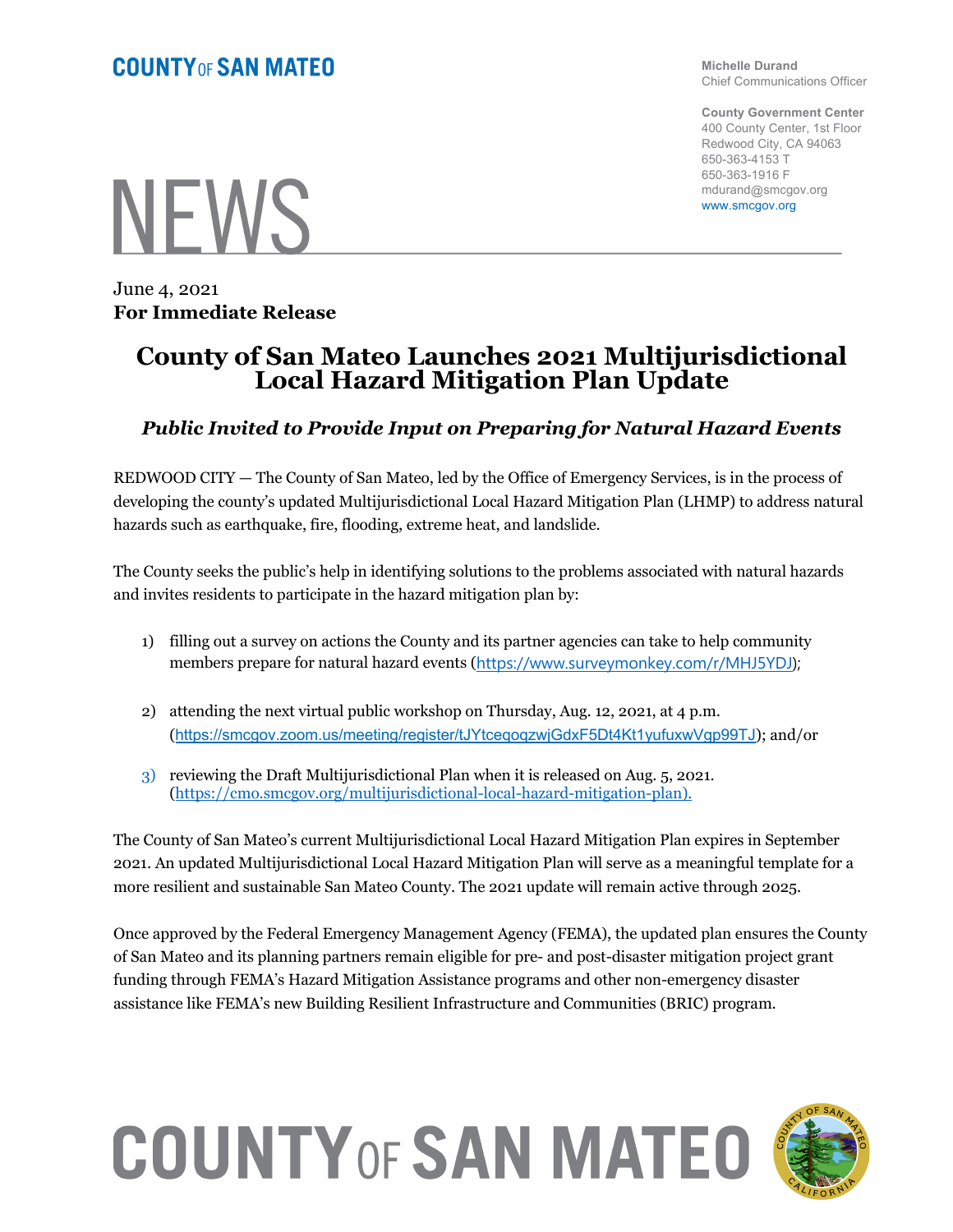COUNTY OF SAN MATEO

**Michelle Durand**
Chief Communications Officer

**County Government Center**
400 County Center, 1st Floor
Redwood City, CA 94063
650-363-4153 T
650-363-1916 F
mdurand@smcgov.org
www.smcgov.org

# NEWS

June 4, 2021
**For Immediate Release**

# County of San Mateo Launches 2021 Multijurisdictional Local Hazard Mitigation Plan Update

### *Public Invited to Provide Input on Preparing for Natural Hazard Events*

REDWOOD CITY — The County of San Mateo, led by the Office of Emergency Services, is in the process of developing the county's updated Multijurisdictional Local Hazard Mitigation Plan (LHMP) to address natural hazards such as earthquake, fire, flooding, extreme heat, and landslide.

The County seeks the public's help in identifying solutions to the problems associated with natural hazards and invites residents to participate in the hazard mitigation plan by:

1) filling out a survey on actions the County and its partner agencies can take to help community members prepare for natural hazard events (https://www.surveymonkey.com/r/MHJ5YDJ);

2) attending the next virtual public workshop on Thursday, Aug. 12, 2021, at 4 p.m. (https://smcgov.zoom.us/meeting/register/tJYtceqoqzwjGdxF5Dt4Kt1yufuxwVgp99TJ); and/or

3) reviewing the Draft Multijurisdictional Plan when it is released on Aug. 5, 2021. (https://cmo.smcgov.org/multijurisdictional-local-hazard-mitigation-plan).

The County of San Mateo's current Multijurisdictional Local Hazard Mitigation Plan expires in September 2021. An updated Multijurisdictional Local Hazard Mitigation Plan will serve as a meaningful template for a more resilient and sustainable San Mateo County. The 2021 update will remain active through 2025.

Once approved by the Federal Emergency Management Agency (FEMA), the updated plan ensures the County of San Mateo and its planning partners remain eligible for pre- and post-disaster mitigation project grant funding through FEMA's Hazard Mitigation Assistance programs and other non-emergency disaster assistance like FEMA's new Building Resilient Infrastructure and Communities (BRIC) program.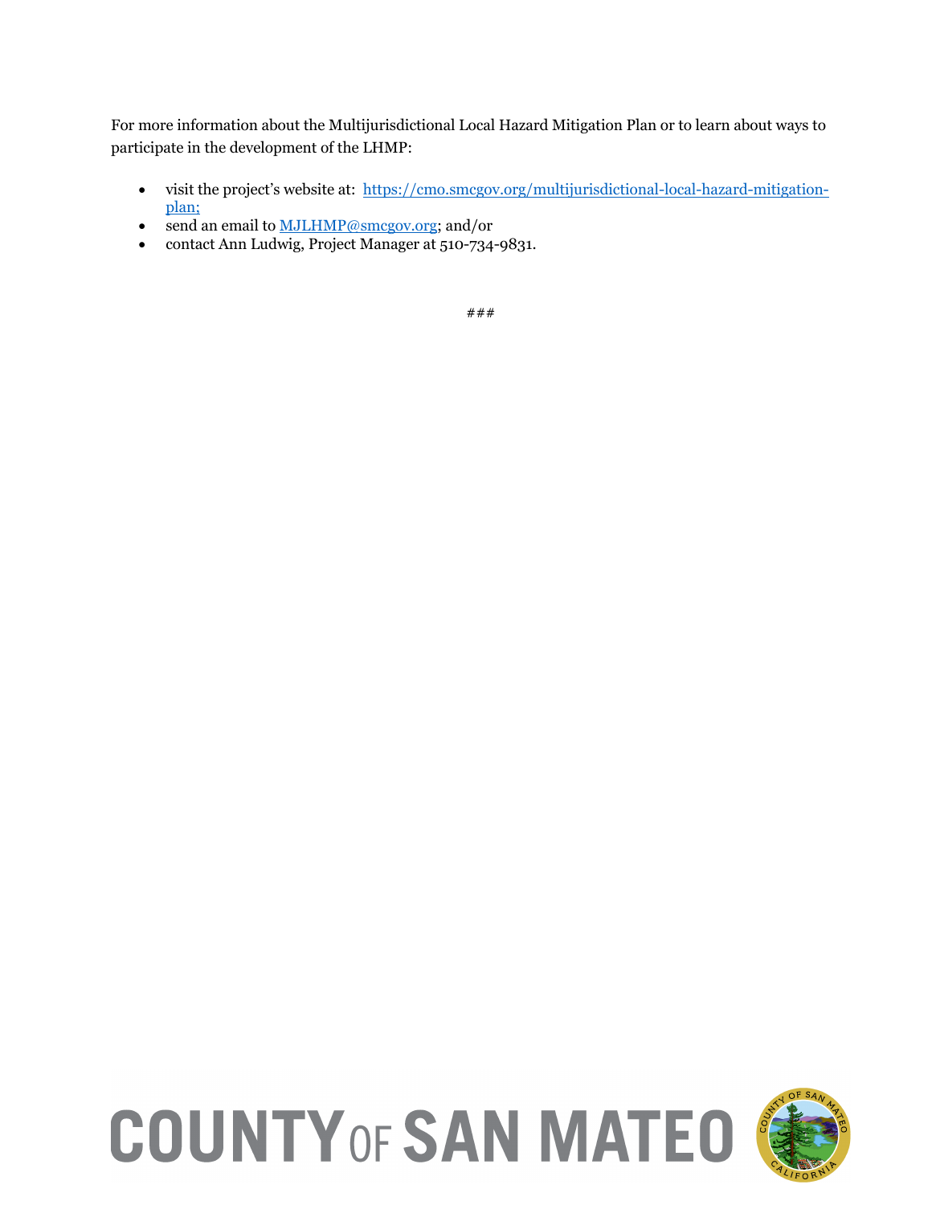For more information about the Multijurisdictional Local Hazard Mitigation Plan or to learn about ways to participate in the development of the LHMP:

- visit the project's website at: https://cmo.smcgov.org/multijurisdictional-local-hazard-mitigation-plan;
- send an email to MJLHMP@smcgov.org; and/or
- contact Ann Ludwig, Project Manager at 510-734-9831.

###

COUNTY OF SAN MATEO